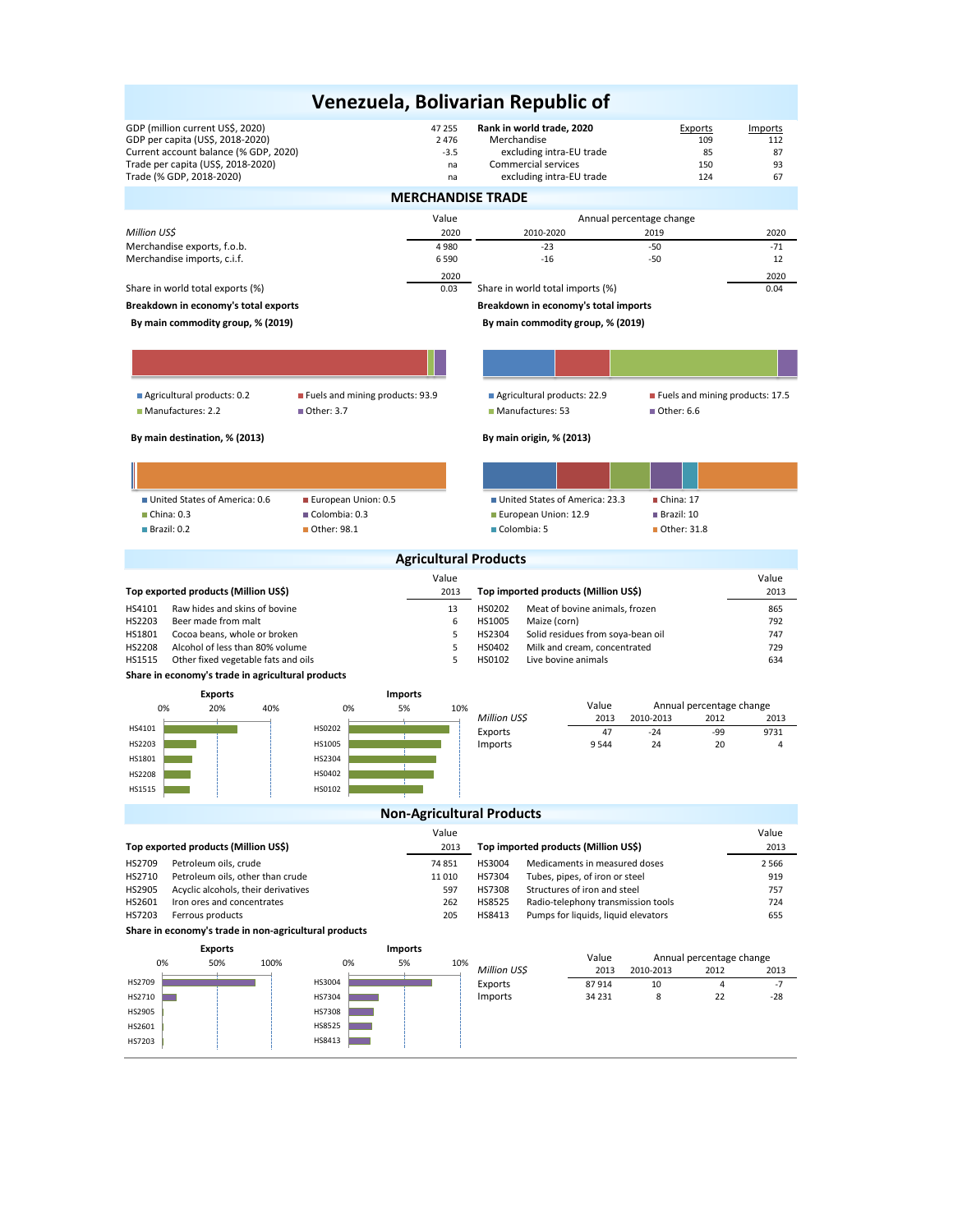# Venezuela, Bolivarian Republic of

| | |
|---|---|
| GDP (million current US$, 2020) | 47 255 |
| GDP per capita (US$, 2018-2020) | 2 476 |
| Current account balance (% GDP, 2020) | -3.5 |
| Trade per capita (US$, 2018-2020) | na |
| Trade (% GDP, 2018-2020) | na |

| Rank in world trade, 2020 | Exports | Imports |
|---|---|---|
| Merchandise | 109 | 112 |
| excluding intra-EU trade | 85 | 87 |
| Commercial services | 150 | 93 |
| excluding intra-EU trade | 124 | 67 |

## MERCHANDISE TRADE

| Million US$ | Value 2020 | Annual percentage change 2010-2020 | 2019 | 2020 |
|---|---|---|---|---|
| Merchandise exports, f.o.b. | 4 980 | -23 | -50 | -71 |
| Merchandise imports, c.i.f. | 6 590 | -16 | -50 | 12 |

| | 2020 |
|---|---|
| Share in world total exports (%) | 0.03 |
| Share in world total imports (%) | 0.04 |

**Breakdown in economy's total exports**

**By main commodity group, % (2019)**

- Agricultural products: 0.2
- Fuels and mining products: 93.9
- Manufactures: 2.2
- Other: 3.7

**By main destination, % (2013)**

- United States of America: 0.6
- European Union: 0.5
- China: 0.3
- Colombia: 0.3
- Brazil: 0.2
- Other: 98.1

**Breakdown in economy's total imports**

**By main commodity group, % (2019)**

- Agricultural products: 22.9
- Fuels and mining products: 17.5
- Manufactures: 53
- Other: 6.6

**By main origin, % (2013)**

- United States of America: 23.3
- China: 17
- European Union: 12.9
- Brazil: 10
- Colombia: 5
- Other: 31.8

## Agricultural Products

| Top exported products (Million US$) | | Value 2013 |
|---|---|---|
| HS4101 | Raw hides and skins of bovine | 13 |
| HS2203 | Beer made from malt | 6 |
| HS1801 | Cocoa beans, whole or broken | 5 |
| HS2208 | Alcohol of less than 80% volume | 5 |
| HS1515 | Other fixed vegetable fats and oils | 5 |

| Top imported products (Million US$) | | Value 2013 |
|---|---|---|
| HS0202 | Meat of bovine animals, frozen | 865 |
| HS1005 | Maize (corn) | 792 |
| HS2304 | Solid residues from soya-bean oil | 747 |
| HS0402 | Milk and cream, concentrated | 729 |
| HS0102 | Live bovine animals | 634 |

**Share in economy's trade in agricultural products**

| Million US$ | Value 2013 | Annual percentage change 2010-2013 | 2012 | 2013 |
|---|---|---|---|---|
| Exports | 47 | -24 | -99 | 9731 |
| Imports | 9 544 | 24 | 20 | 4 |

## Non-Agricultural Products

| Top exported products (Million US$) | | Value 2013 |
|---|---|---|
| HS2709 | Petroleum oils, crude | 74 851 |
| HS2710 | Petroleum oils, other than crude | 11 010 |
| HS2905 | Acyclic alcohols, their derivatives | 597 |
| HS2601 | Iron ores and concentrates | 262 |
| HS7203 | Ferrous products | 205 |

| Top imported products (Million US$) | | Value 2013 |
|---|---|---|
| HS3004 | Medicaments in measured doses | 2 566 |
| HS7304 | Tubes, pipes, of iron or steel | 919 |
| HS7308 | Structures of iron and steel | 757 |
| HS8525 | Radio-telephony transmission tools | 724 |
| HS8413 | Pumps for liquids, liquid elevators | 655 |

**Share in economy's trade in non-agricultural products**

| Million US$ | Value 2013 | Annual percentage change 2010-2013 | 2012 | 2013 |
|---|---|---|---|---|
| Exports | 87 914 | 10 | 4 | -7 |
| Imports | 34 231 | 8 | 22 | -28 |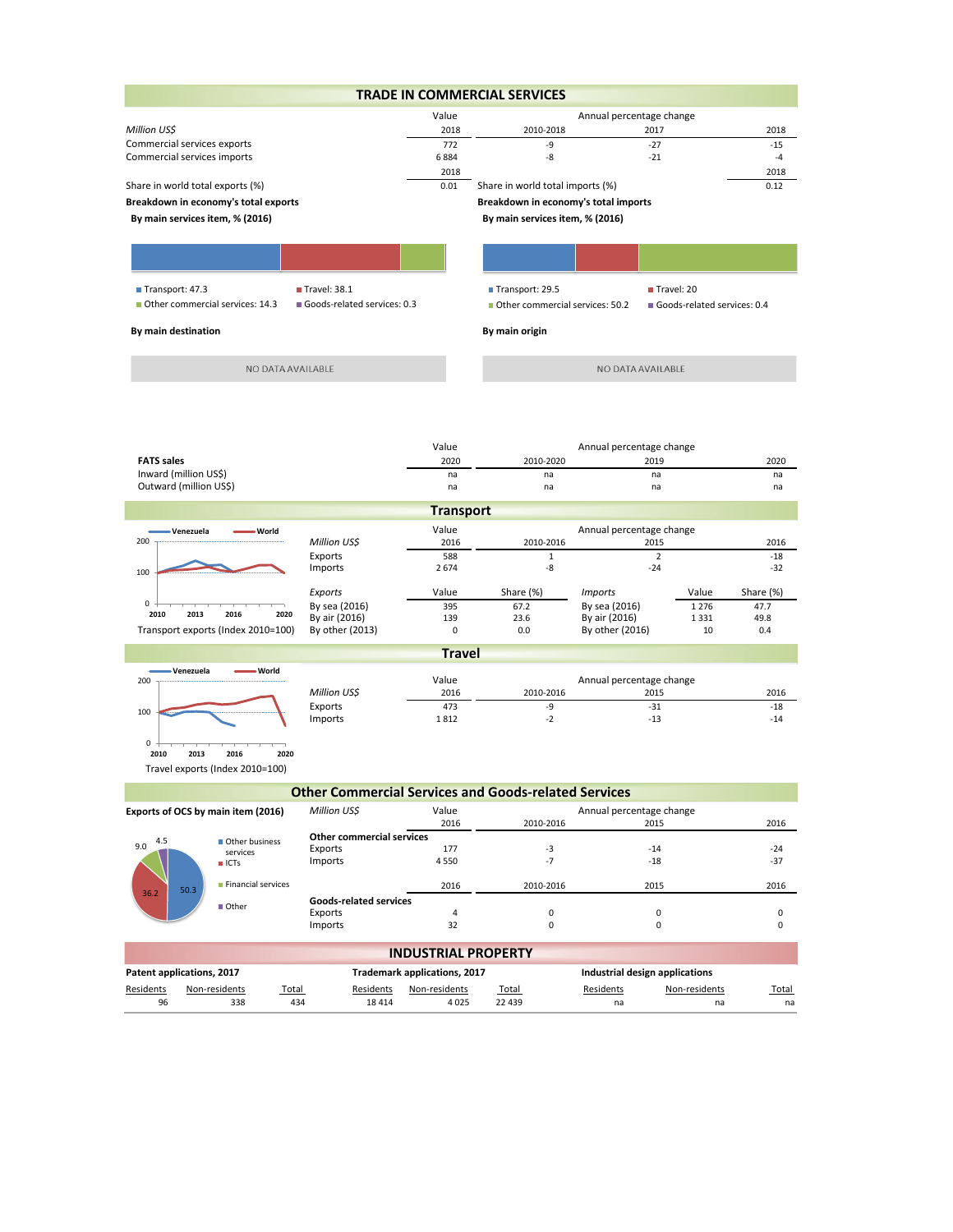## TRADE IN COMMERCIAL SERVICES

| Million US$ | Value 2018 | Annual percentage change 2010-2018 | 2017 | 2018 |
|---|---|---|---|---|
| Commercial services exports | 772 | -9 | -27 | -15 |
| Commercial services imports | 6 884 | -8 | -21 | -4 |

| | 2018 | | 2018 |
|---|---|---|---|
| Share in world total exports (%) | 0.01 | Share in world total imports (%) | 0.12 |

**Breakdown in economy's total exports**

**By main services item, % (2016)**

Transport: 47.3
Travel: 38.1
Other commercial services: 14.3
Goods-related services: 0.3

**Breakdown in economy's total imports**

**By main services item, % (2016)**

Transport: 29.5
Travel: 20
Other commercial services: 50.2
Goods-related services: 0.4

**By main destination**

NO DATA AVAILABLE

**By main origin**

NO DATA AVAILABLE

| FATS sales | Value 2020 | Annual percentage change 2010-2020 | 2019 | 2020 |
|---|---|---|---|---|
| Inward (million US$) | na | na | na | na |
| Outward (million US$) | na | na | na | na |

## Transport

Venezuela
World
200
100
0
2010
2013
2016
2020
Transport exports (Index 2010=100)

| Million US$ | Value 2016 | Annual percentage change 2010-2016 | 2015 | 2016 |
|---|---|---|---|---|
| Exports | 588 | 1 | 2 | -18 |
| Imports | 2 674 | -8 | -24 | -32 |

| Exports | Value | Share (%) | Imports | Value | Share (%) |
|---|---|---|---|---|---|
| By sea (2016) | 395 | 67.2 | By sea (2016) | 1 276 | 47.7 |
| By air (2016) | 139 | 23.6 | By air (2016) | 1 331 | 49.8 |
| By other (2013) | 0 | 0.0 | By other (2016) | 10 | 0.4 |

## Travel

Venezuela
World
200
100
0
2010
2013
2016
2020
Travel exports (Index 2010=100)

| Million US$ | Value 2016 | Annual percentage change 2010-2016 | 2015 | 2016 |
|---|---|---|---|---|
| Exports | 473 | -9 | -31 | -18 |
| Imports | 1 812 | -2 | -13 | -14 |

## Other Commercial Services and Goods-related Services

**Exports of OCS by main item (2016)**

Other business services
ICTs
Financial services
Other
50.3
36.2
9.0
4.5

| Million US$ | Value 2016 | Annual percentage change 2010-2016 | 2015 | 2016 |
|---|---|---|---|---|
| **Other commercial services** | | | | |
| Exports | 177 | -3 | -14 | -24 |
| Imports | 4 550 | -7 | -18 | -37 |
| | 2016 | 2010-2016 | 2015 | 2016 |
| **Goods-related services** | | | | |
| Exports | 4 | 0 | 0 | 0 |
| Imports | 32 | 0 | 0 | 0 |

## INDUSTRIAL PROPERTY

| Patent applications, 2017 | | | Trademark applications, 2017 | | | Industrial design applications | | |
|---|---|---|---|---|---|---|---|---|
| Residents | Non-residents | Total | Residents | Non-residents | Total | Residents | Non-residents | Total |
| 96 | 338 | 434 | 18 414 | 4 025 | 22 439 | na | na | na |